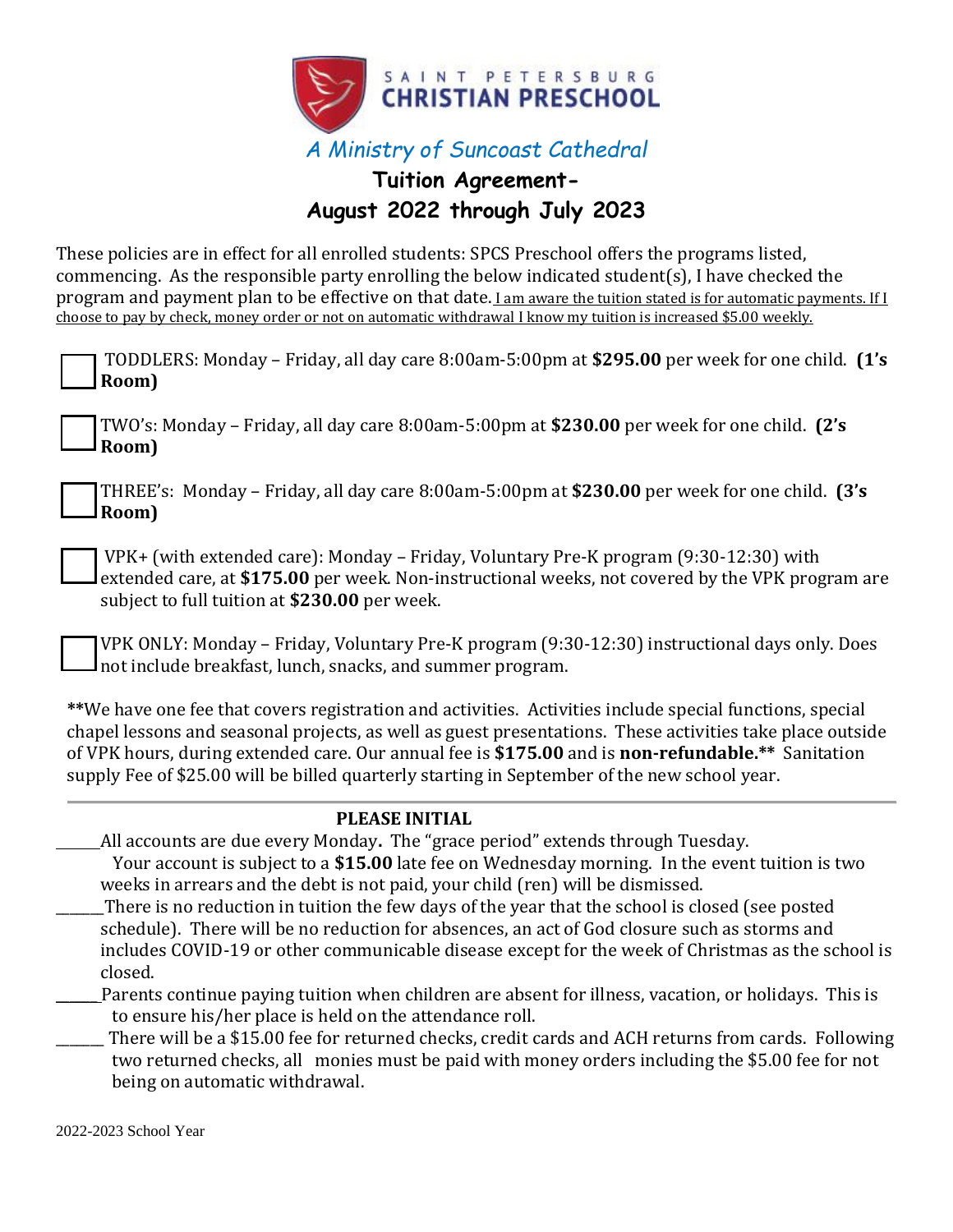# SAINT PETERSBURG CHRISTIAN PRESCHOOL

*A Ministry of Suncoast Cathedral*

## Tuition Agreement-
## August 2022 through July 2023

These policies are in effect for all enrolled students: SPCS Preschool offers the programs listed, commencing. As the responsible party enrolling the below indicated student(s), I have checked the program and payment plan to be effective on that date. <u>I am aware the tuition stated is for automatic payments. If I choose to pay by check, money order or not on automatic withdrawal I know my tuition is increased $5.00 weekly.</u>

☐ TODDLERS: Monday – Friday, all day care 8:00am-5:00pm at **$295.00** per week for one child. **(1's Room)**

☐ TWO's: Monday – Friday, all day care 8:00am-5:00pm at **$230.00** per week for one child. **(2's Room)**

☐ THREE's: Monday – Friday, all day care 8:00am-5:00pm at **$230.00** per week for one child. **(3's Room)**

☐ VPK+ (with extended care): Monday – Friday, Voluntary Pre-K program (9:30-12:30) with extended care, at **$175.00** per week. Non-instructional weeks, not covered by the VPK program are subject to full tuition at **$230.00** per week.

☐ VPK ONLY: Monday – Friday, Voluntary Pre-K program (9:30-12:30) instructional days only. Does not include breakfast, lunch, snacks, and summer program.

**We have one fee that covers registration and activities. Activities include special functions, special chapel lessons and seasonal projects, as well as guest presentations. These activities take place outside of VPK hours, during extended care. Our annual fee is **$175.00** and is **non-refundable.**** Sanitation supply Fee of $25.00 will be billed quarterly starting in September of the new school year.

---

**PLEASE INITIAL**

______All accounts are due every Monday**.** The "grace period" extends through Tuesday. Your account is subject to a **$15.00** late fee on Wednesday morning. In the event tuition is two weeks in arrears and the debt is not paid, your child (ren) will be dismissed.

______There is no reduction in tuition the few days of the year that the school is closed (see posted schedule). There will be no reduction for absences, an act of God closure such as storms and includes COVID-19 or other communicable disease except for the week of Christmas as the school is closed.

______Parents continue paying tuition when children are absent for illness, vacation, or holidays. This is to ensure his/her place is held on the attendance roll.

______ There will be a $15.00 fee for returned checks, credit cards and ACH returns from cards. Following two returned checks, all monies must be paid with money orders including the $5.00 fee for not being on automatic withdrawal.

2022-2023 School Year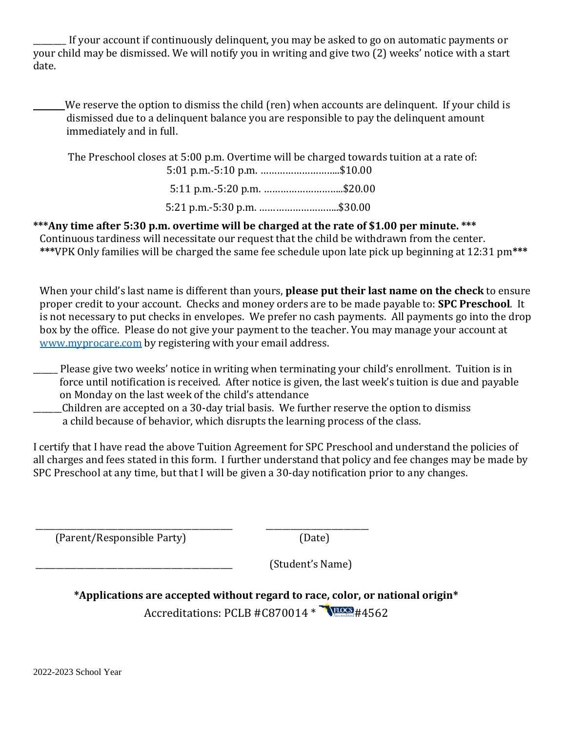_______ If your account if continuously delinquent, you may be asked to go on automatic payments or your child may be dismissed. We will notify you in writing and give two (2) weeks' notice with a start date.

_______ We reserve the option to dismiss the child (ren) when accounts are delinquent. If your child is dismissed due to a delinquent balance you are responsible to pay the delinquent amount immediately and in full.

The Preschool closes at 5:00 p.m. Overtime will be charged towards tuition at a rate of:

5:01 p.m.-5:10 p.m. ………………………..$10.00

5:11 p.m.-5:20 p.m. ………………………..$20.00

5:21 p.m.-5:30 p.m. ………………………..$30.00

**\*\*\*Any time after 5:30 p.m. overtime will be charged at the rate of $1.00 per minute. \*\*\***

Continuous tardiness will necessitate our request that the child be withdrawn from the center.

\*\*\*VPK Only families will be charged the same fee schedule upon late pick up beginning at 12:31 pm\*\*\*

When your child's last name is different than yours, **please put their last name on the check** to ensure proper credit to your account. Checks and money orders are to be made payable to: **SPC Preschool**. It is not necessary to put checks in envelopes. We prefer no cash payments. All payments go into the drop box by the office. Please do not give your payment to the teacher. You may manage your account at www.myprocare.com by registering with your email address.

_____ Please give two weeks' notice in writing when terminating your child's enrollment. Tuition is in force until notification is received. After notice is given, the last week's tuition is due and payable on Monday on the last week of the child's attendance

______ Children are accepted on a 30-day trial basis. We further reserve the option to dismiss a child because of behavior, which disrupts the learning process of the class.

I certify that I have read the above Tuition Agreement for SPC Preschool and understand the policies of all charges and fees stated in this form. I further understand that policy and fee changes may be made by SPC Preschool at any time, but that I will be given a 30-day notification prior to any changes.

_____________________________________________ ________________________

(Parent/Responsible Party) (Date)

_____________________________________________ (Student's Name)

**\*Applications are accepted without regard to race, color, or national origin\***

Accreditations: PCLB #C870014 * FLOCS Accredited #4562

2022-2023 School Year